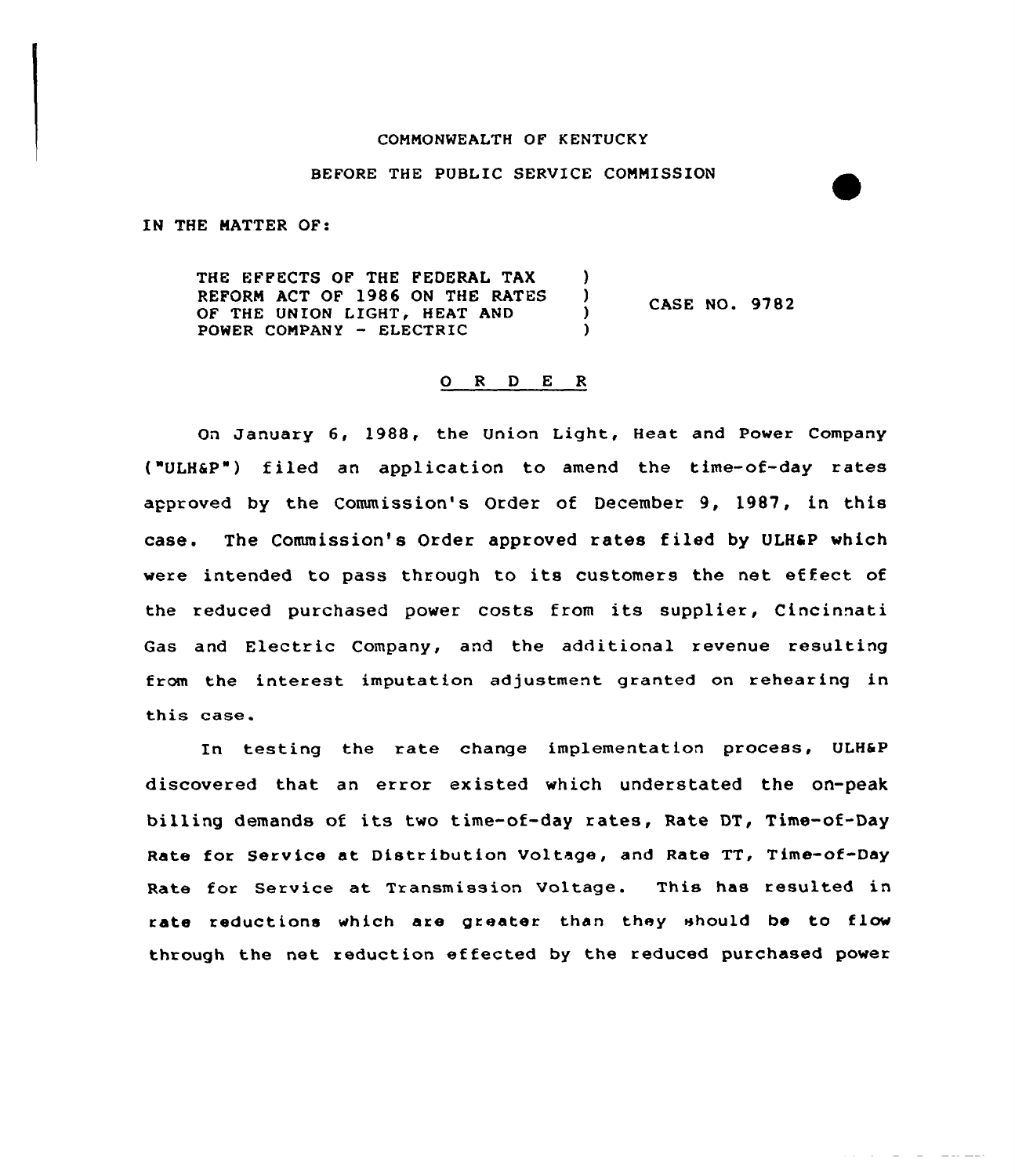COMMONWEALTH OF KENTUCKY

BEFORE THE PUBLIC SERVICE COMMISSION

IN THE MATTER OF:

| | | |
|---|---|---|
| THE EFFECTS OF THE FEDERAL TAX REFORM ACT OF 1986 ON THE RATES OF THE UNION LIGHT, HEAT AND POWER COMPANY - ELECTRIC | ) | CASE NO. 9782 |

O R D E R

On January 6, 1988, the Union Light, Heat and Power Company ("ULH&P") filed an application to amend the time-of-day rates approved by the Commission's Order of December 9, 1987, in this case. The Commission's Order approved rates filed by ULH&P which were intended to pass through to its customers the net effect of the reduced purchased power costs from its supplier, Cincinnati Gas and Electric Company, and the additional revenue resulting from the interest imputation adjustment granted on rehearing in this case.

In testing the rate change implementation process, ULH&P discovered that an error existed which understated the on-peak billing demands of its two time-of-day rates, Rate DT, Time-of-Day Rate for Service at Distribution Voltage, and Rate TT, Time-of-Day Rate for Service at Transmission Voltage. This has resulted in rate reductions which are greater than they should be to flow through the net reduction effected by the reduced purchased power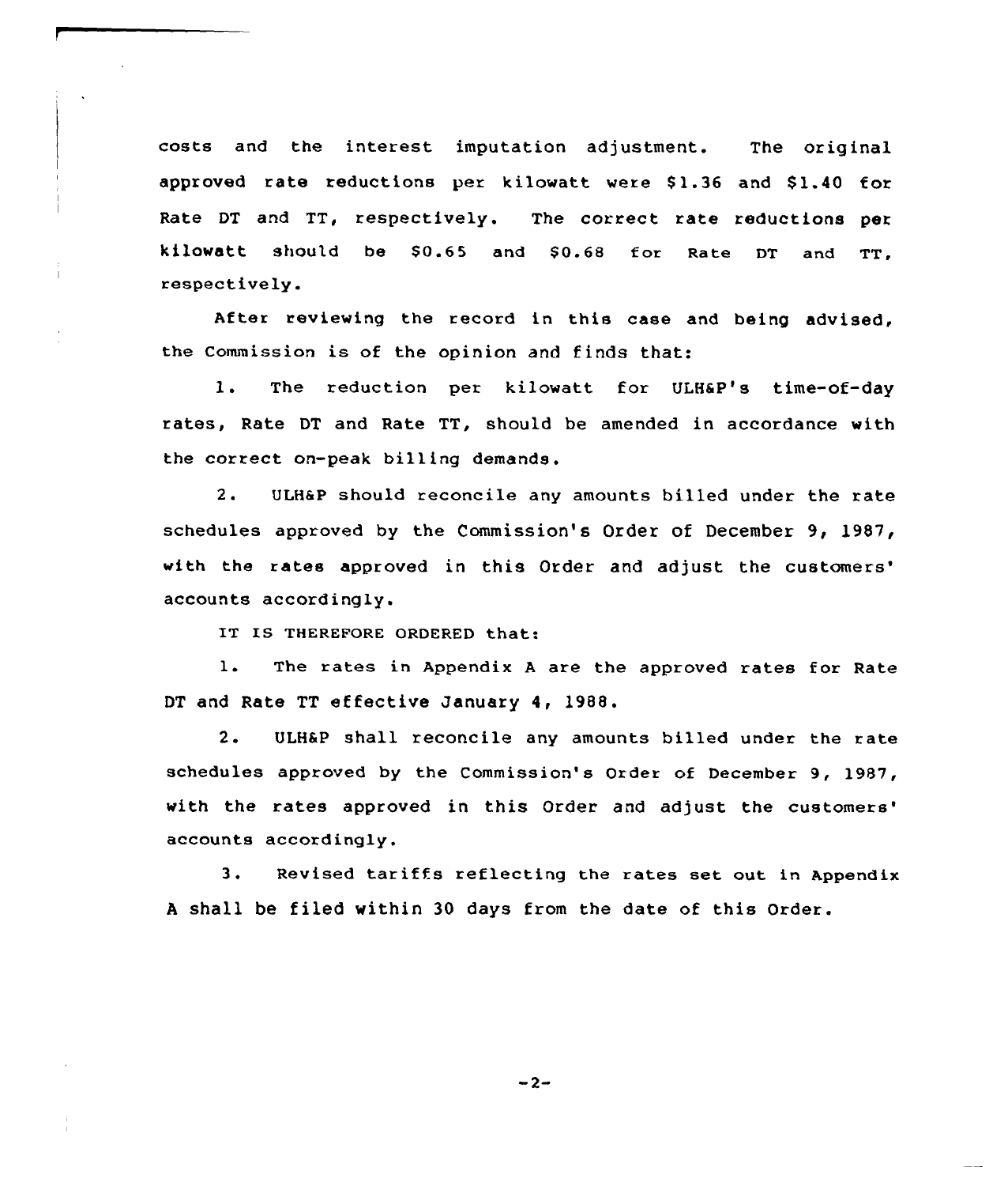costs and the interest imputation adjustment. The original approved rate reductions per kilowatt were $1.36 and $1.40 for Rate DT and TT, respectively. The correct rate reductions per kilowatt should be $0.65 and $0.68 for Rate DT and TT, respectively.

After reviewing the record in this case and being advised, the Commission is of the opinion and finds that:

1. The reduction per kilowatt for ULH&P's time-of-day rates, Rate DT and Rate TT, should be amended in accordance with the correct on-peak billing demands.

2. ULH&P should reconcile any amounts billed under the rate schedules approved by the Commission's Order of December 9, 1987, with the rates approved in this Order and adjust the customers' accounts accordingly.

IT IS THEREFORE ORDERED that:

1. The rates in Appendix A are the approved rates for Rate DT and Rate TT effective January 4, 1988.

2. ULH&P shall reconcile any amounts billed under the rate schedules approved by the Commission's Order of December 9, 1987, with the rates approved in this Order and adjust the customers' accounts accordingly.

3. Revised tariffs reflecting the rates set out in Appendix A shall be filed within 30 days from the date of this Order.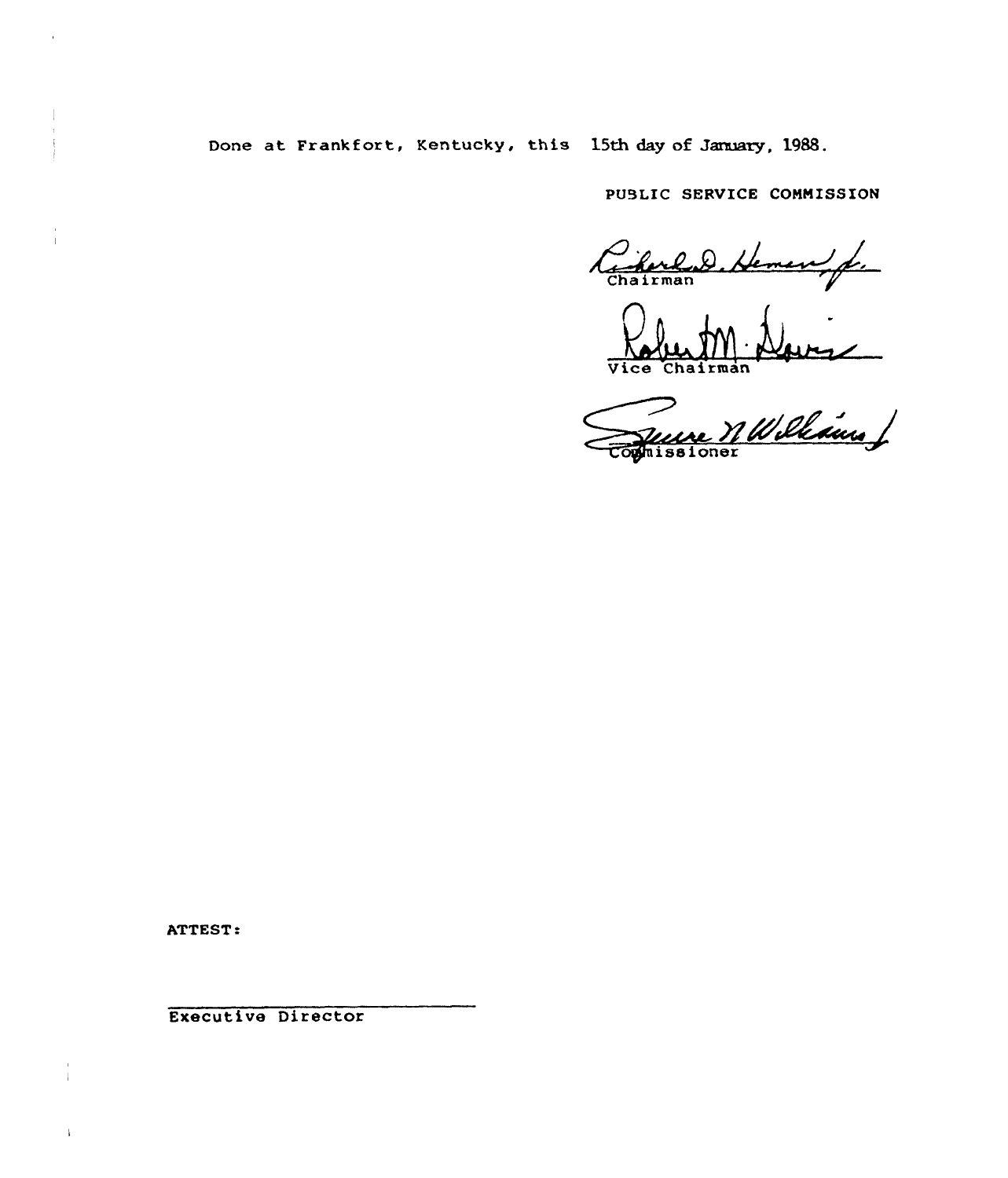Done at Frankfort, Kentucky, this 15th day of January, 1988.

PUBLIC SERVICE COMMISSION

Richard D. Hemen, Jr.
Chairman

Robert M. Davis
Vice Chairman

Jessie N. Williams
Commissioner

ATTEST:

Executive Director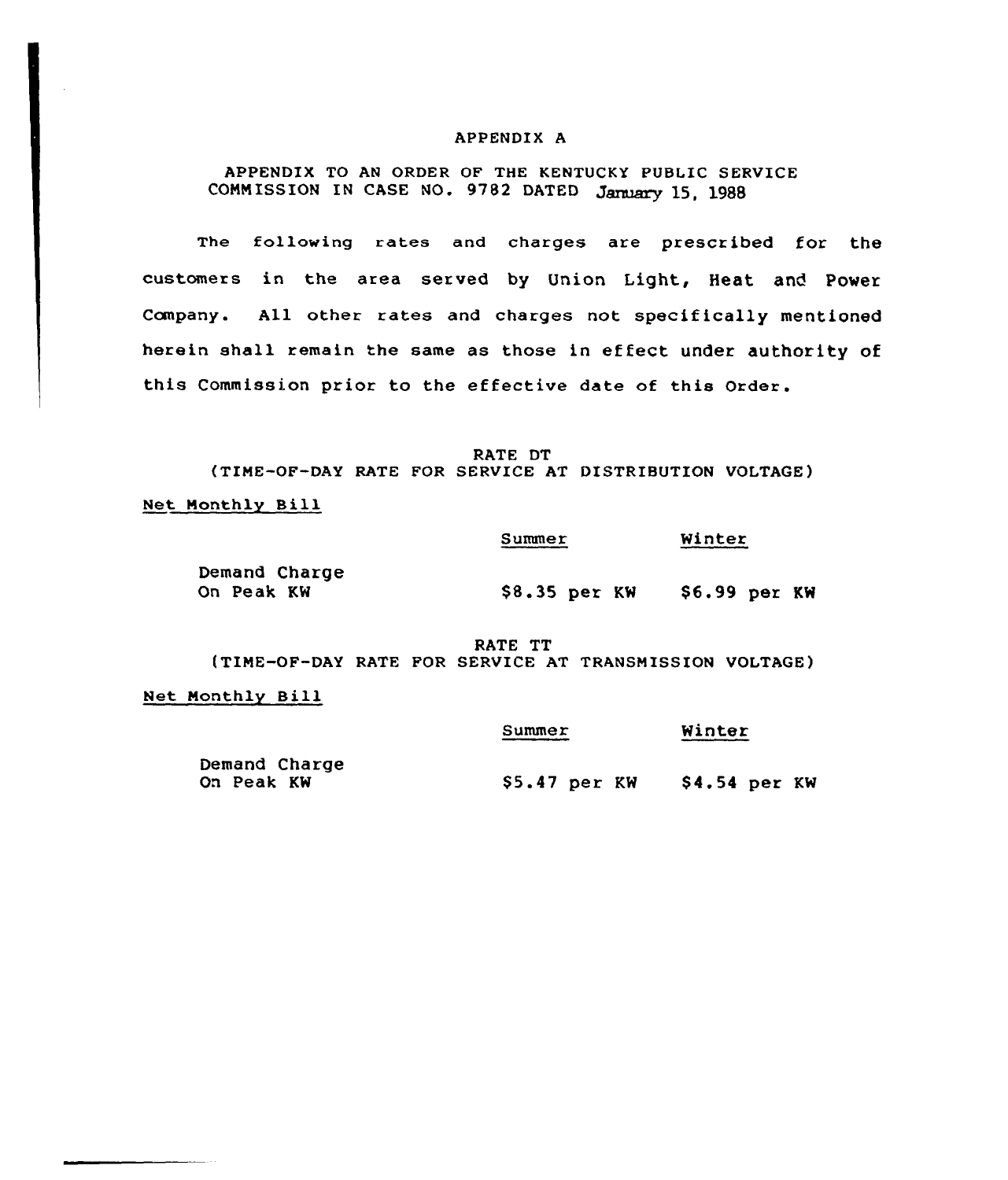# APPENDIX A

APPENDIX TO AN ORDER OF THE KENTUCKY PUBLIC SERVICE COMMISSION IN CASE NO. 9782 DATED January 15, 1988

The following rates and charges are prescribed for the customers in the area served by Union Light, Heat and Power Company. All other rates and charges not specifically mentioned herein shall remain the same as those in effect under authority of this Commission prior to the effective date of this Order.

## RATE DT
## (TIME-OF-DAY RATE FOR SERVICE AT DISTRIBUTION VOLTAGE)

Net Monthly Bill

| | Summer | Winter |
|---|---|---|
| Demand Charge On Peak KW | $8.35 per KW | $6.99 per KW |

## RATE TT
## (TIME-OF-DAY RATE FOR SERVICE AT TRANSMISSION VOLTAGE)

Net Monthly Bill

| | Summer | Winter |
|---|---|---|
| Demand Charge On Peak KW | $5.47 per KW | $4.54 per KW |